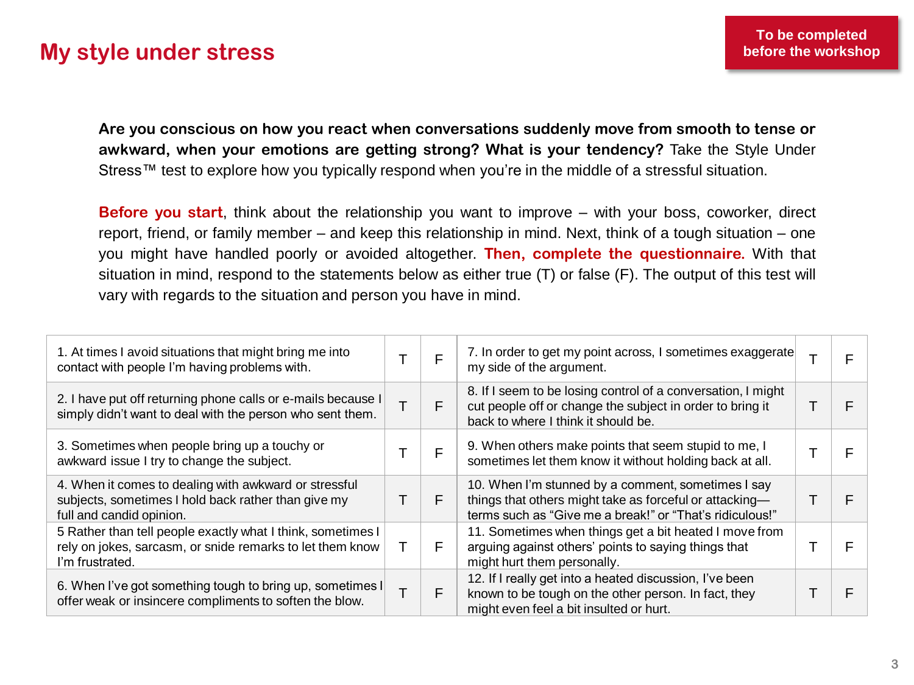# My style under stress

**To be completed before the workshop**

**Are you conscious on how you react when conversations suddenly move from smooth to tense or awkward, when your emotions are getting strong? What is your tendency?** Take the Style Under Stress™ test to explore how you typically respond when you're in the middle of a stressful situation.

**Before you start**, think about the relationship you want to improve – with your boss, coworker, direct report, friend, or family member – and keep this relationship in mind. Next, think of a tough situation – one you might have handled poorly or avoided altogether. **Then, complete the questionnaire.** With that situation in mind, respond to the statements below as either true (T) or false (F). The output of this test will vary with regards to the situation and person you have in mind.

| | | | | | |
|---|---|---|---|---|---|
| 1. At times I avoid situations that might bring me into contact with people I'm having problems with. | T | F | 7. In order to get my point across, I sometimes exaggerate my side of the argument. | T | F |
| 2. I have put off returning phone calls or e-mails because I simply didn't want to deal with the person who sent them. | T | F | 8. If I seem to be losing control of a conversation, I might cut people off or change the subject in order to bring it back to where I think it should be. | T | F |
| 3. Sometimes when people bring up a touchy or awkward issue I try to change the subject. | T | F | 9. When others make points that seem stupid to me, I sometimes let them know it without holding back at all. | T | F |
| 4. When it comes to dealing with awkward or stressful subjects, sometimes I hold back rather than give my full and candid opinion. | T | F | 10. When I'm stunned by a comment, sometimes I say things that others might take as forceful or attacking—terms such as "Give me a break!" or "That's ridiculous!" | T | F |
| 5 Rather than tell people exactly what I think, sometimes I rely on jokes, sarcasm, or snide remarks to let them know I'm frustrated. | T | F | 11. Sometimes when things get a bit heated I move from arguing against others' points to saying things that might hurt them personally. | T | F |
| 6. When I've got something tough to bring up, sometimes I offer weak or insincere compliments to soften the blow. | T | F | 12. If I really get into a heated discussion, I've been known to be tough on the other person. In fact, they might even feel a bit insulted or hurt. | T | F |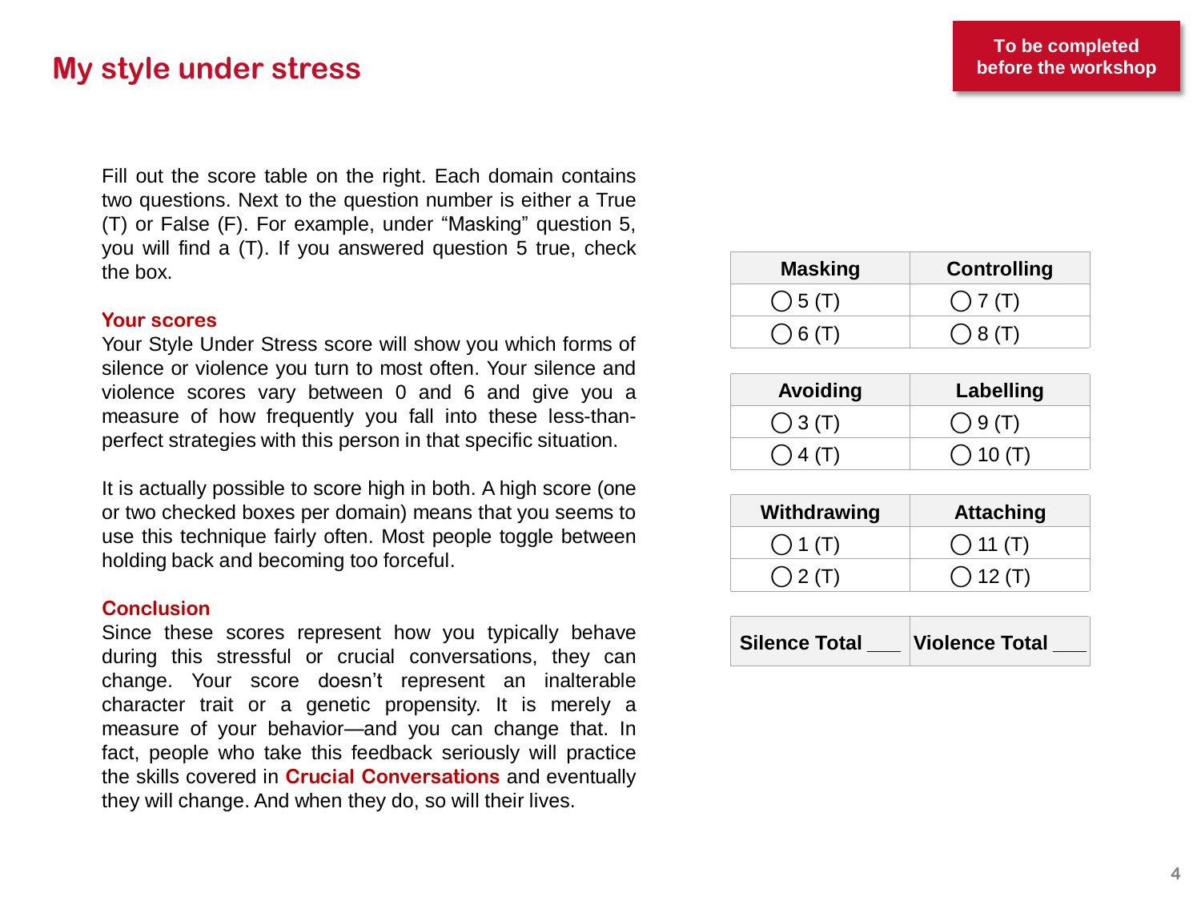# My style under stress

**To be completed before the workshop**

Fill out the score table on the right. Each domain contains two questions. Next to the question number is either a True (T) or False (F). For example, under "Masking" question 5, you will find a (T). If you answered question 5 true, check the box.

### Your scores

Your Style Under Stress score will show you which forms of silence or violence you turn to most often. Your silence and violence scores vary between 0 and 6 and give you a measure of how frequently you fall into these less-than-perfect strategies with this person in that specific situation.

It is actually possible to score high in both. A high score (one or two checked boxes per domain) means that you seems to use this technique fairly often. Most people toggle between holding back and becoming too forceful.

### Conclusion

Since these scores represent how you typically behave during this stressful or crucial conversations, they can change. Your score doesn't represent an inalterable character trait or a genetic propensity. It is merely a measure of your behavior—and you can change that. In fact, people who take this feedback seriously will practice the skills covered in **Crucial Conversations** and eventually they will change. And when they do, so will their lives.

| Masking | Controlling |
|---|---|
| ◯ 5 (T) | ◯ 7 (T) |
| ◯ 6 (T) | ◯ 8 (T) |

| Avoiding | Labelling |
|---|---|
| ◯ 3 (T) | ◯ 9 (T) |
| ◯ 4 (T) | ◯ 10 (T) |

| Withdrawing | Attaching |
|---|---|
| ◯ 1 (T) | ◯ 11 (T) |
| ◯ 2 (T) | ◯ 12 (T) |

| | |
|---|---|
| **Silence Total ___** | **Violence Total ___** |